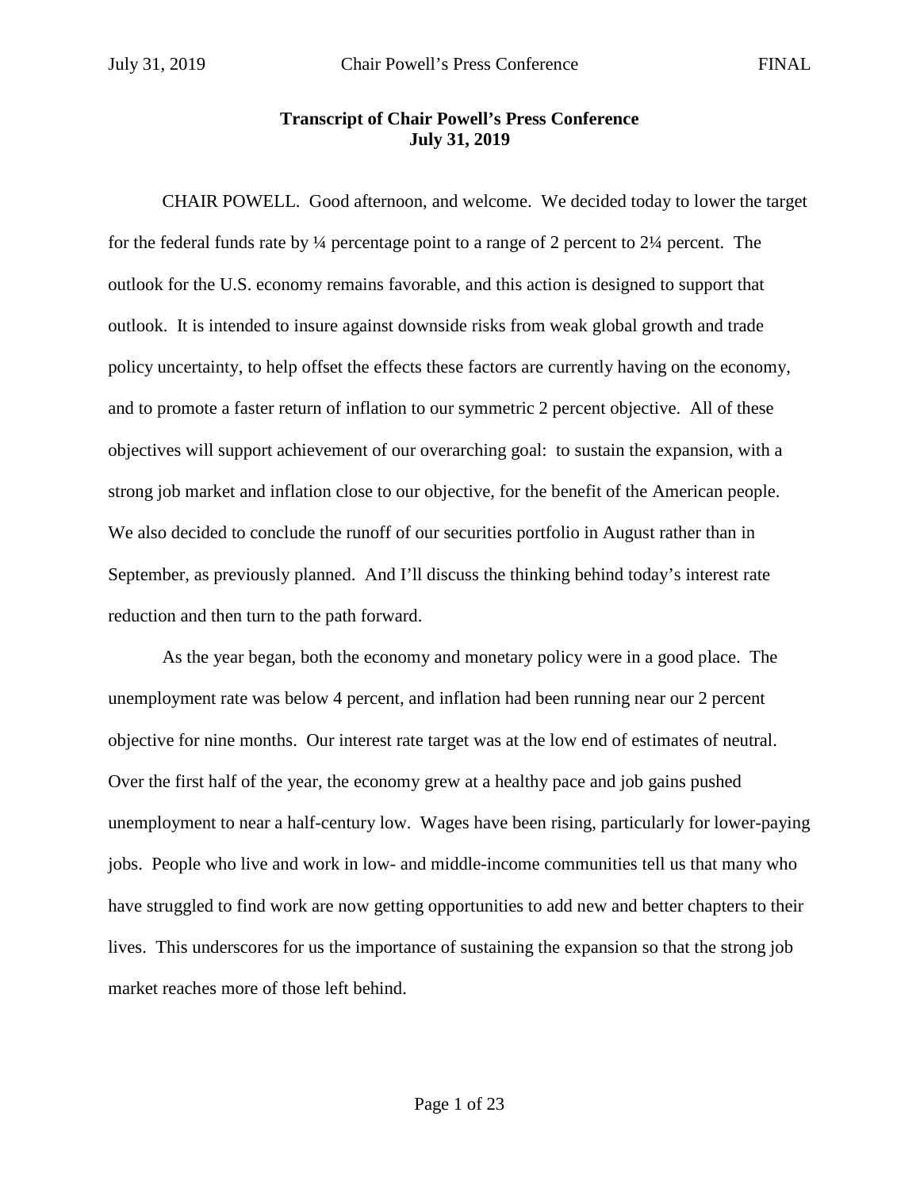**Transcript of Chair Powell's Press Conference**
**July 31, 2019**

CHAIR POWELL. Good afternoon, and welcome. We decided today to lower the target for the federal funds rate by ¼ percentage point to a range of 2 percent to 2¼ percent. The outlook for the U.S. economy remains favorable, and this action is designed to support that outlook. It is intended to insure against downside risks from weak global growth and trade policy uncertainty, to help offset the effects these factors are currently having on the economy, and to promote a faster return of inflation to our symmetric 2 percent objective. All of these objectives will support achievement of our overarching goal: to sustain the expansion, with a strong job market and inflation close to our objective, for the benefit of the American people. We also decided to conclude the runoff of our securities portfolio in August rather than in September, as previously planned. And I'll discuss the thinking behind today's interest rate reduction and then turn to the path forward.

As the year began, both the economy and monetary policy were in a good place. The unemployment rate was below 4 percent, and inflation had been running near our 2 percent objective for nine months. Our interest rate target was at the low end of estimates of neutral. Over the first half of the year, the economy grew at a healthy pace and job gains pushed unemployment to near a half-century low. Wages have been rising, particularly for lower-paying jobs. People who live and work in low- and middle-income communities tell us that many who have struggled to find work are now getting opportunities to add new and better chapters to their lives. This underscores for us the importance of sustaining the expansion so that the strong job market reaches more of those left behind.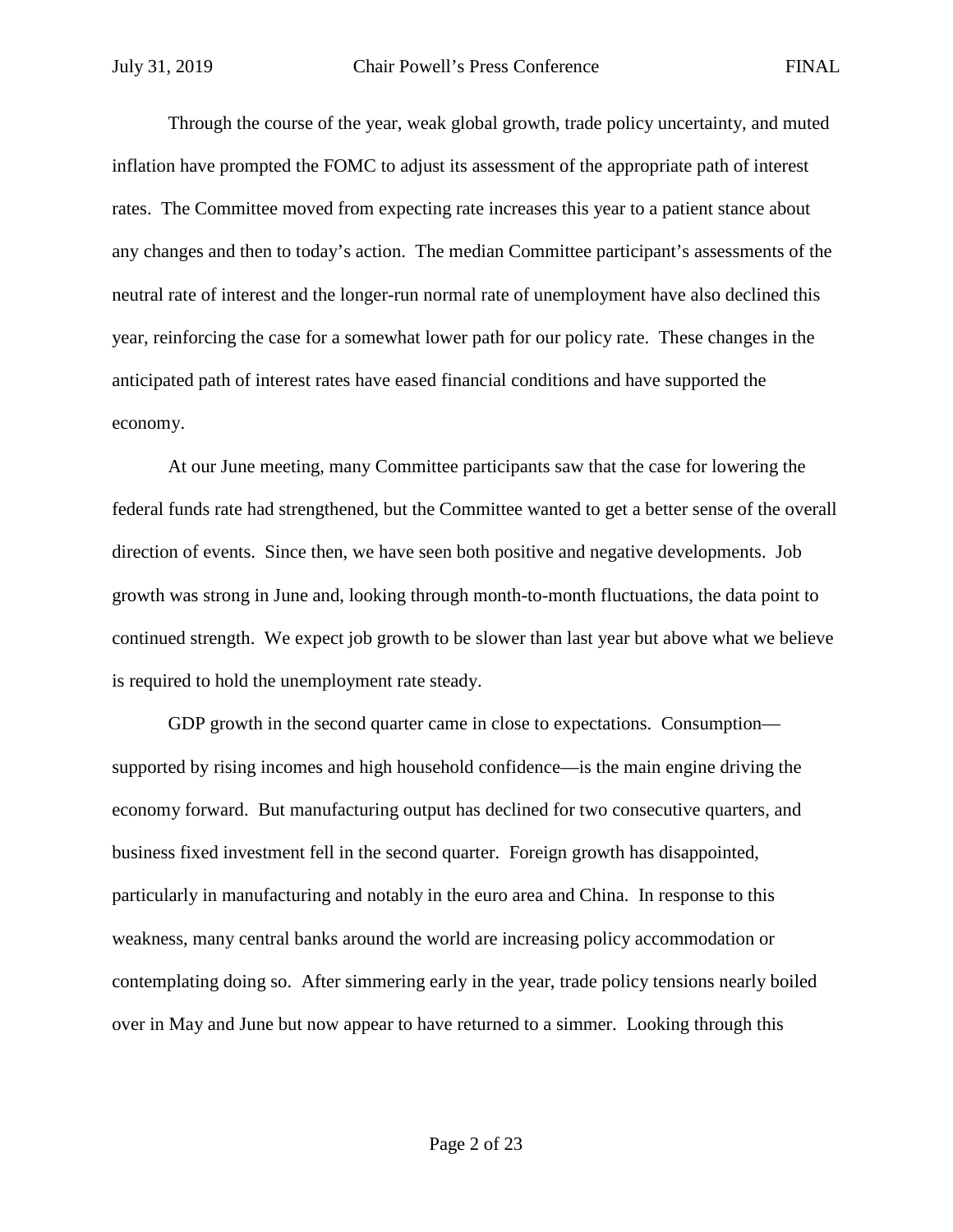Through the course of the year, weak global growth, trade policy uncertainty, and muted inflation have prompted the FOMC to adjust its assessment of the appropriate path of interest rates. The Committee moved from expecting rate increases this year to a patient stance about any changes and then to today's action. The median Committee participant's assessments of the neutral rate of interest and the longer-run normal rate of unemployment have also declined this year, reinforcing the case for a somewhat lower path for our policy rate. These changes in the anticipated path of interest rates have eased financial conditions and have supported the economy.

At our June meeting, many Committee participants saw that the case for lowering the federal funds rate had strengthened, but the Committee wanted to get a better sense of the overall direction of events. Since then, we have seen both positive and negative developments. Job growth was strong in June and, looking through month-to-month fluctuations, the data point to continued strength. We expect job growth to be slower than last year but above what we believe is required to hold the unemployment rate steady.

GDP growth in the second quarter came in close to expectations. Consumption—supported by rising incomes and high household confidence—is the main engine driving the economy forward. But manufacturing output has declined for two consecutive quarters, and business fixed investment fell in the second quarter. Foreign growth has disappointed, particularly in manufacturing and notably in the euro area and China. In response to this weakness, many central banks around the world are increasing policy accommodation or contemplating doing so. After simmering early in the year, trade policy tensions nearly boiled over in May and June but now appear to have returned to a simmer. Looking through this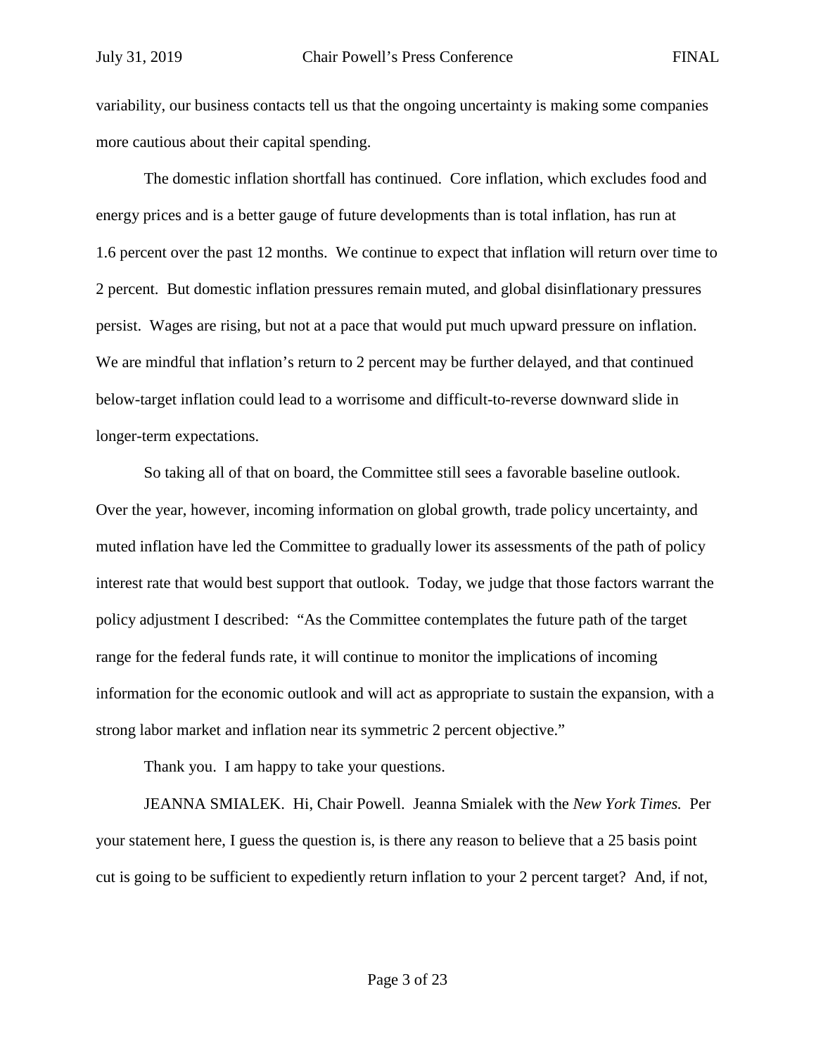variability, our business contacts tell us that the ongoing uncertainty is making some companies more cautious about their capital spending.

The domestic inflation shortfall has continued. Core inflation, which excludes food and energy prices and is a better gauge of future developments than is total inflation, has run at 1.6 percent over the past 12 months. We continue to expect that inflation will return over time to 2 percent. But domestic inflation pressures remain muted, and global disinflationary pressures persist. Wages are rising, but not at a pace that would put much upward pressure on inflation. We are mindful that inflation's return to 2 percent may be further delayed, and that continued below-target inflation could lead to a worrisome and difficult-to-reverse downward slide in longer-term expectations.

So taking all of that on board, the Committee still sees a favorable baseline outlook. Over the year, however, incoming information on global growth, trade policy uncertainty, and muted inflation have led the Committee to gradually lower its assessments of the path of policy interest rate that would best support that outlook. Today, we judge that those factors warrant the policy adjustment I described: "As the Committee contemplates the future path of the target range for the federal funds rate, it will continue to monitor the implications of incoming information for the economic outlook and will act as appropriate to sustain the expansion, with a strong labor market and inflation near its symmetric 2 percent objective."

Thank you. I am happy to take your questions.

JEANNA SMIALEK. Hi, Chair Powell. Jeanna Smialek with the *New York Times.* Per your statement here, I guess the question is, is there any reason to believe that a 25 basis point cut is going to be sufficient to expediently return inflation to your 2 percent target? And, if not,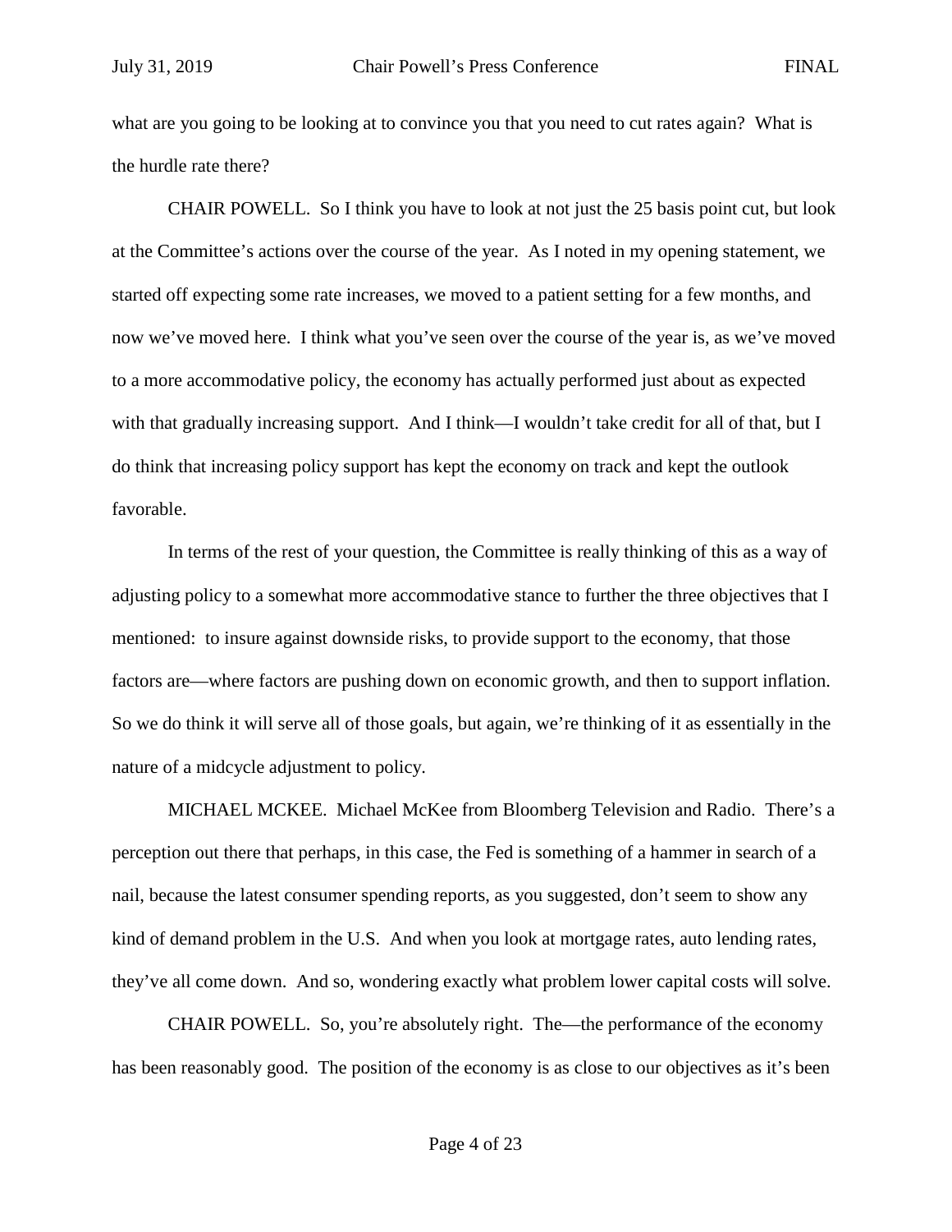what are you going to be looking at to convince you that you need to cut rates again? What is the hurdle rate there?

CHAIR POWELL. So I think you have to look at not just the 25 basis point cut, but look at the Committee's actions over the course of the year. As I noted in my opening statement, we started off expecting some rate increases, we moved to a patient setting for a few months, and now we've moved here. I think what you've seen over the course of the year is, as we've moved to a more accommodative policy, the economy has actually performed just about as expected with that gradually increasing support. And I think—I wouldn't take credit for all of that, but I do think that increasing policy support has kept the economy on track and kept the outlook favorable.

In terms of the rest of your question, the Committee is really thinking of this as a way of adjusting policy to a somewhat more accommodative stance to further the three objectives that I mentioned: to insure against downside risks, to provide support to the economy, that those factors are—where factors are pushing down on economic growth, and then to support inflation. So we do think it will serve all of those goals, but again, we're thinking of it as essentially in the nature of a midcycle adjustment to policy.

MICHAEL MCKEE. Michael McKee from Bloomberg Television and Radio. There's a perception out there that perhaps, in this case, the Fed is something of a hammer in search of a nail, because the latest consumer spending reports, as you suggested, don't seem to show any kind of demand problem in the U.S. And when you look at mortgage rates, auto lending rates, they've all come down. And so, wondering exactly what problem lower capital costs will solve.

CHAIR POWELL. So, you're absolutely right. The—the performance of the economy has been reasonably good. The position of the economy is as close to our objectives as it's been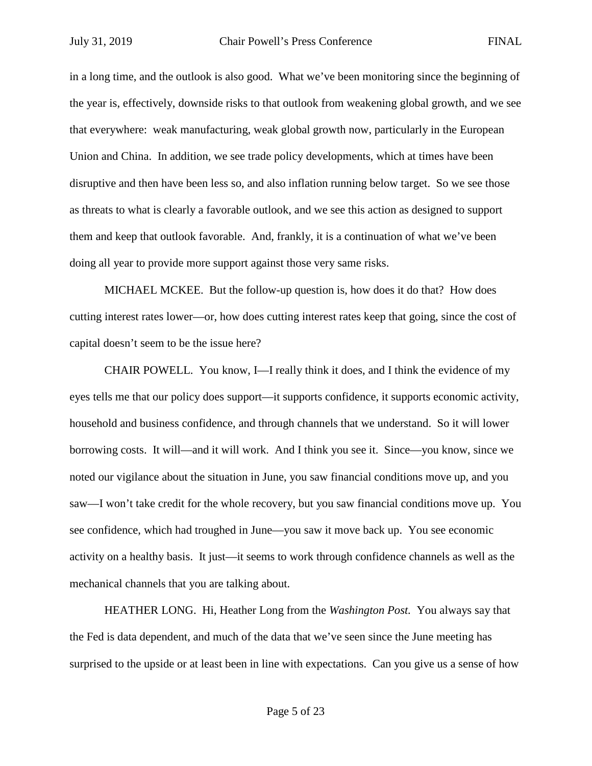in a long time, and the outlook is also good. What we've been monitoring since the beginning of the year is, effectively, downside risks to that outlook from weakening global growth, and we see that everywhere: weak manufacturing, weak global growth now, particularly in the European Union and China. In addition, we see trade policy developments, which at times have been disruptive and then have been less so, and also inflation running below target. So we see those as threats to what is clearly a favorable outlook, and we see this action as designed to support them and keep that outlook favorable. And, frankly, it is a continuation of what we've been doing all year to provide more support against those very same risks.

MICHAEL MCKEE. But the follow-up question is, how does it do that? How does cutting interest rates lower—or, how does cutting interest rates keep that going, since the cost of capital doesn't seem to be the issue here?

CHAIR POWELL. You know, I—I really think it does, and I think the evidence of my eyes tells me that our policy does support—it supports confidence, it supports economic activity, household and business confidence, and through channels that we understand. So it will lower borrowing costs. It will—and it will work. And I think you see it. Since—you know, since we noted our vigilance about the situation in June, you saw financial conditions move up, and you saw—I won't take credit for the whole recovery, but you saw financial conditions move up. You see confidence, which had troughed in June—you saw it move back up. You see economic activity on a healthy basis. It just—it seems to work through confidence channels as well as the mechanical channels that you are talking about.

HEATHER LONG. Hi, Heather Long from the *Washington Post.* You always say that the Fed is data dependent, and much of the data that we've seen since the June meeting has surprised to the upside or at least been in line with expectations. Can you give us a sense of how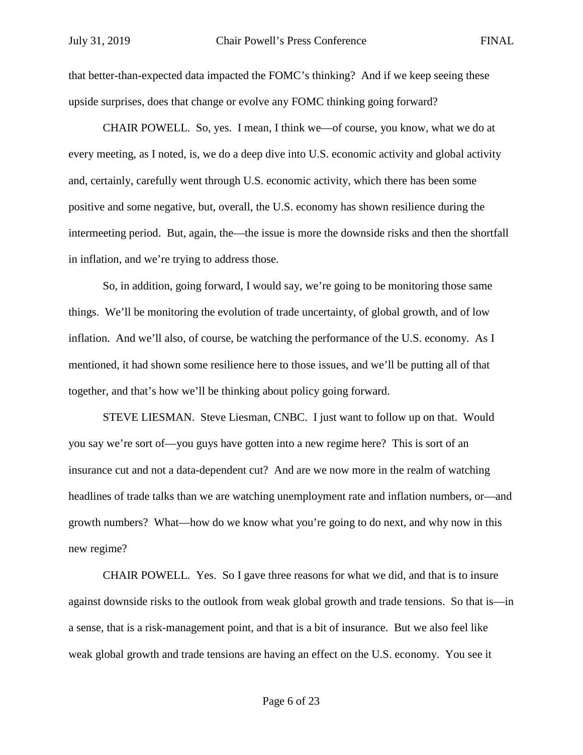that better-than-expected data impacted the FOMC's thinking? And if we keep seeing these upside surprises, does that change or evolve any FOMC thinking going forward?

CHAIR POWELL. So, yes. I mean, I think we—of course, you know, what we do at every meeting, as I noted, is, we do a deep dive into U.S. economic activity and global activity and, certainly, carefully went through U.S. economic activity, which there has been some positive and some negative, but, overall, the U.S. economy has shown resilience during the intermeeting period. But, again, the—the issue is more the downside risks and then the shortfall in inflation, and we're trying to address those.

So, in addition, going forward, I would say, we're going to be monitoring those same things. We'll be monitoring the evolution of trade uncertainty, of global growth, and of low inflation. And we'll also, of course, be watching the performance of the U.S. economy. As I mentioned, it had shown some resilience here to those issues, and we'll be putting all of that together, and that's how we'll be thinking about policy going forward.

STEVE LIESMAN. Steve Liesman, CNBC. I just want to follow up on that. Would you say we're sort of—you guys have gotten into a new regime here? This is sort of an insurance cut and not a data-dependent cut? And are we now more in the realm of watching headlines of trade talks than we are watching unemployment rate and inflation numbers, or—and growth numbers? What—how do we know what you're going to do next, and why now in this new regime?

CHAIR POWELL. Yes. So I gave three reasons for what we did, and that is to insure against downside risks to the outlook from weak global growth and trade tensions. So that is—in a sense, that is a risk-management point, and that is a bit of insurance. But we also feel like weak global growth and trade tensions are having an effect on the U.S. economy. You see it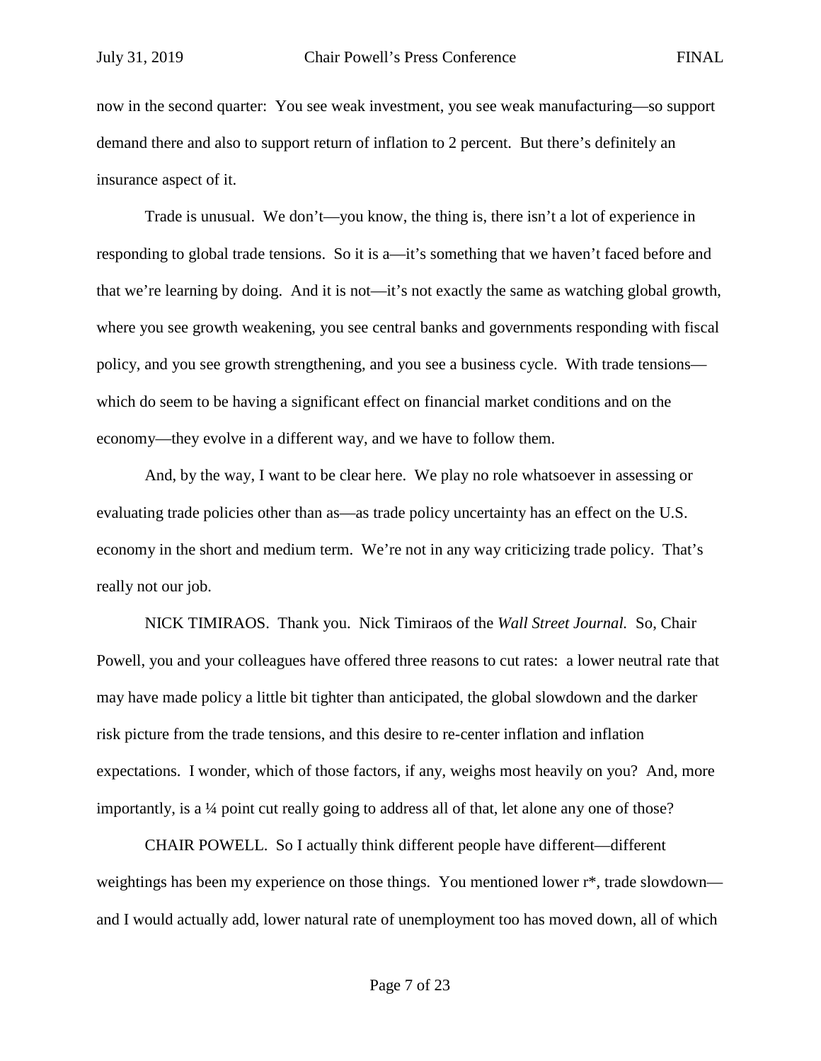now in the second quarter: You see weak investment, you see weak manufacturing—so support demand there and also to support return of inflation to 2 percent. But there's definitely an insurance aspect of it.

Trade is unusual. We don't—you know, the thing is, there isn't a lot of experience in responding to global trade tensions. So it is a—it's something that we haven't faced before and that we're learning by doing. And it is not—it's not exactly the same as watching global growth, where you see growth weakening, you see central banks and governments responding with fiscal policy, and you see growth strengthening, and you see a business cycle. With trade tensions—which do seem to be having a significant effect on financial market conditions and on the economy—they evolve in a different way, and we have to follow them.

And, by the way, I want to be clear here. We play no role whatsoever in assessing or evaluating trade policies other than as—as trade policy uncertainty has an effect on the U.S. economy in the short and medium term. We're not in any way criticizing trade policy. That's really not our job.

NICK TIMIRAOS. Thank you. Nick Timiraos of the *Wall Street Journal.* So, Chair Powell, you and your colleagues have offered three reasons to cut rates: a lower neutral rate that may have made policy a little bit tighter than anticipated, the global slowdown and the darker risk picture from the trade tensions, and this desire to re-center inflation and inflation expectations. I wonder, which of those factors, if any, weighs most heavily on you? And, more importantly, is a ¼ point cut really going to address all of that, let alone any one of those?

CHAIR POWELL. So I actually think different people have different—different weightings has been my experience on those things. You mentioned lower r*, trade slowdown—and I would actually add, lower natural rate of unemployment too has moved down, all of which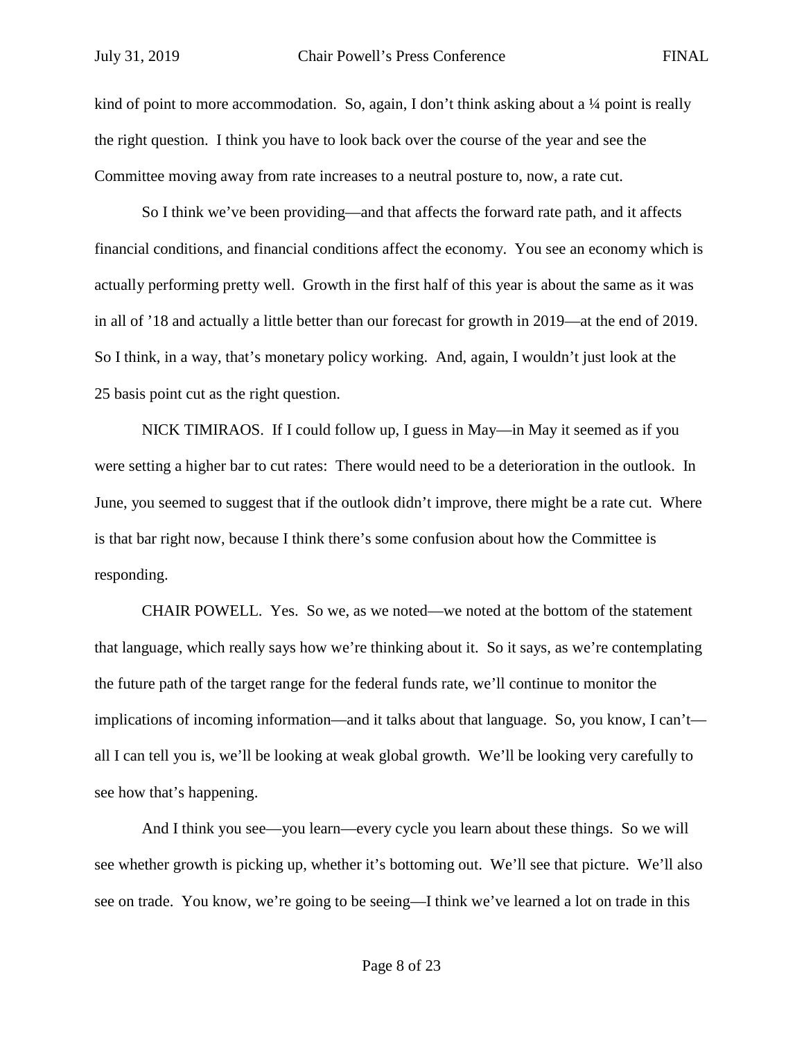kind of point to more accommodation. So, again, I don't think asking about a ¼ point is really the right question. I think you have to look back over the course of the year and see the Committee moving away from rate increases to a neutral posture to, now, a rate cut.

So I think we've been providing—and that affects the forward rate path, and it affects financial conditions, and financial conditions affect the economy. You see an economy which is actually performing pretty well. Growth in the first half of this year is about the same as it was in all of '18 and actually a little better than our forecast for growth in 2019—at the end of 2019. So I think, in a way, that's monetary policy working. And, again, I wouldn't just look at the 25 basis point cut as the right question.

NICK TIMIRAOS. If I could follow up, I guess in May—in May it seemed as if you were setting a higher bar to cut rates: There would need to be a deterioration in the outlook. In June, you seemed to suggest that if the outlook didn't improve, there might be a rate cut. Where is that bar right now, because I think there's some confusion about how the Committee is responding.

CHAIR POWELL. Yes. So we, as we noted—we noted at the bottom of the statement that language, which really says how we're thinking about it. So it says, as we're contemplating the future path of the target range for the federal funds rate, we'll continue to monitor the implications of incoming information—and it talks about that language. So, you know, I can't—all I can tell you is, we'll be looking at weak global growth. We'll be looking very carefully to see how that's happening.

And I think you see—you learn—every cycle you learn about these things. So we will see whether growth is picking up, whether it's bottoming out. We'll see that picture. We'll also see on trade. You know, we're going to be seeing—I think we've learned a lot on trade in this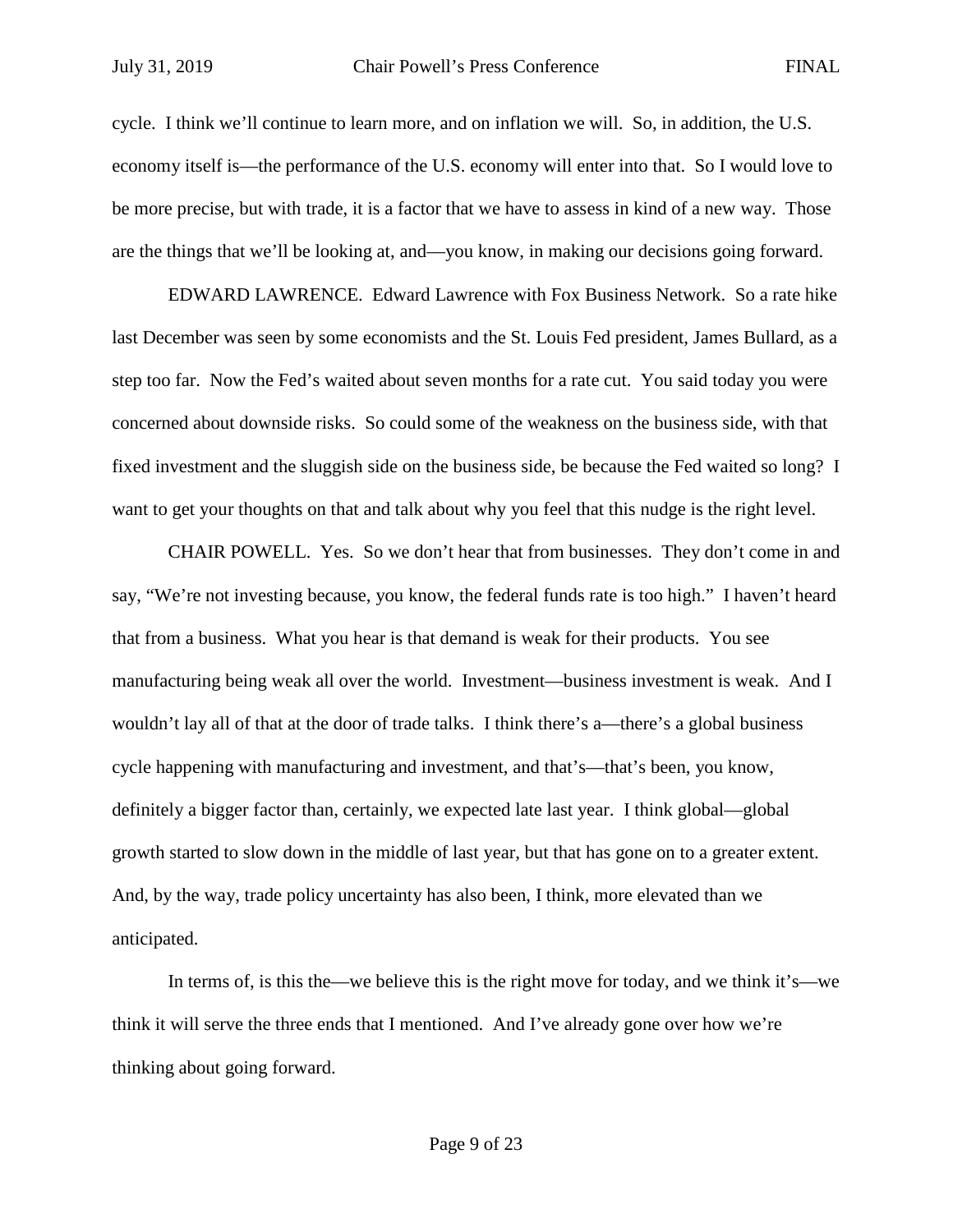cycle. I think we'll continue to learn more, and on inflation we will. So, in addition, the U.S. economy itself is—the performance of the U.S. economy will enter into that. So I would love to be more precise, but with trade, it is a factor that we have to assess in kind of a new way. Those are the things that we'll be looking at, and—you know, in making our decisions going forward.

EDWARD LAWRENCE. Edward Lawrence with Fox Business Network. So a rate hike last December was seen by some economists and the St. Louis Fed president, James Bullard, as a step too far. Now the Fed's waited about seven months for a rate cut. You said today you were concerned about downside risks. So could some of the weakness on the business side, with that fixed investment and the sluggish side on the business side, be because the Fed waited so long? I want to get your thoughts on that and talk about why you feel that this nudge is the right level.

CHAIR POWELL. Yes. So we don't hear that from businesses. They don't come in and say, "We're not investing because, you know, the federal funds rate is too high." I haven't heard that from a business. What you hear is that demand is weak for their products. You see manufacturing being weak all over the world. Investment—business investment is weak. And I wouldn't lay all of that at the door of trade talks. I think there's a—there's a global business cycle happening with manufacturing and investment, and that's—that's been, you know, definitely a bigger factor than, certainly, we expected late last year. I think global—global growth started to slow down in the middle of last year, but that has gone on to a greater extent. And, by the way, trade policy uncertainty has also been, I think, more elevated than we anticipated.

In terms of, is this the—we believe this is the right move for today, and we think it's—we think it will serve the three ends that I mentioned. And I've already gone over how we're thinking about going forward.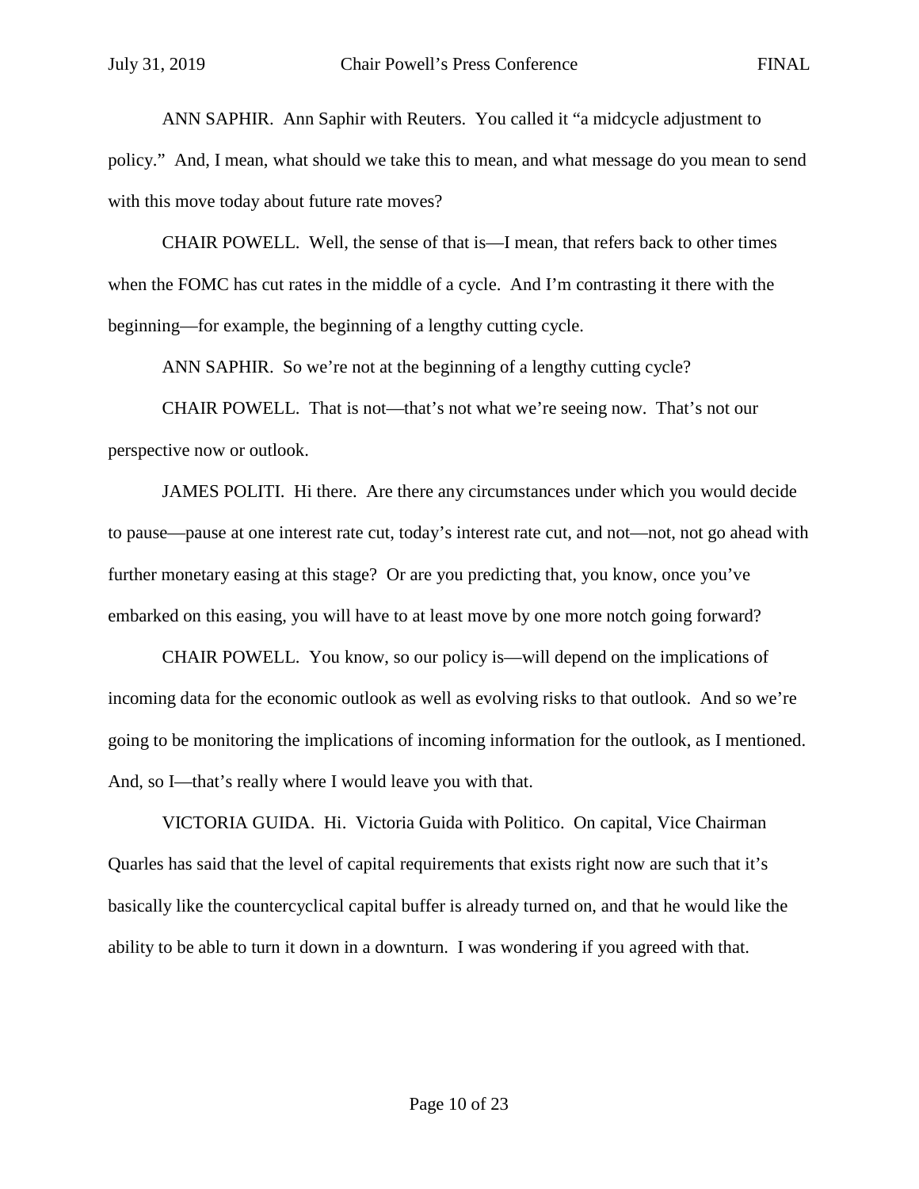ANN SAPHIR. Ann Saphir with Reuters. You called it "a midcycle adjustment to policy." And, I mean, what should we take this to mean, and what message do you mean to send with this move today about future rate moves?

CHAIR POWELL. Well, the sense of that is—I mean, that refers back to other times when the FOMC has cut rates in the middle of a cycle. And I'm contrasting it there with the beginning—for example, the beginning of a lengthy cutting cycle.

ANN SAPHIR. So we're not at the beginning of a lengthy cutting cycle?

CHAIR POWELL. That is not—that's not what we're seeing now. That's not our perspective now or outlook.

JAMES POLITI. Hi there. Are there any circumstances under which you would decide to pause—pause at one interest rate cut, today's interest rate cut, and not—not, not go ahead with further monetary easing at this stage? Or are you predicting that, you know, once you've embarked on this easing, you will have to at least move by one more notch going forward?

CHAIR POWELL. You know, so our policy is—will depend on the implications of incoming data for the economic outlook as well as evolving risks to that outlook. And so we're going to be monitoring the implications of incoming information for the outlook, as I mentioned. And, so I—that's really where I would leave you with that.

VICTORIA GUIDA. Hi. Victoria Guida with Politico. On capital, Vice Chairman Quarles has said that the level of capital requirements that exists right now are such that it's basically like the countercyclical capital buffer is already turned on, and that he would like the ability to be able to turn it down in a downturn. I was wondering if you agreed with that.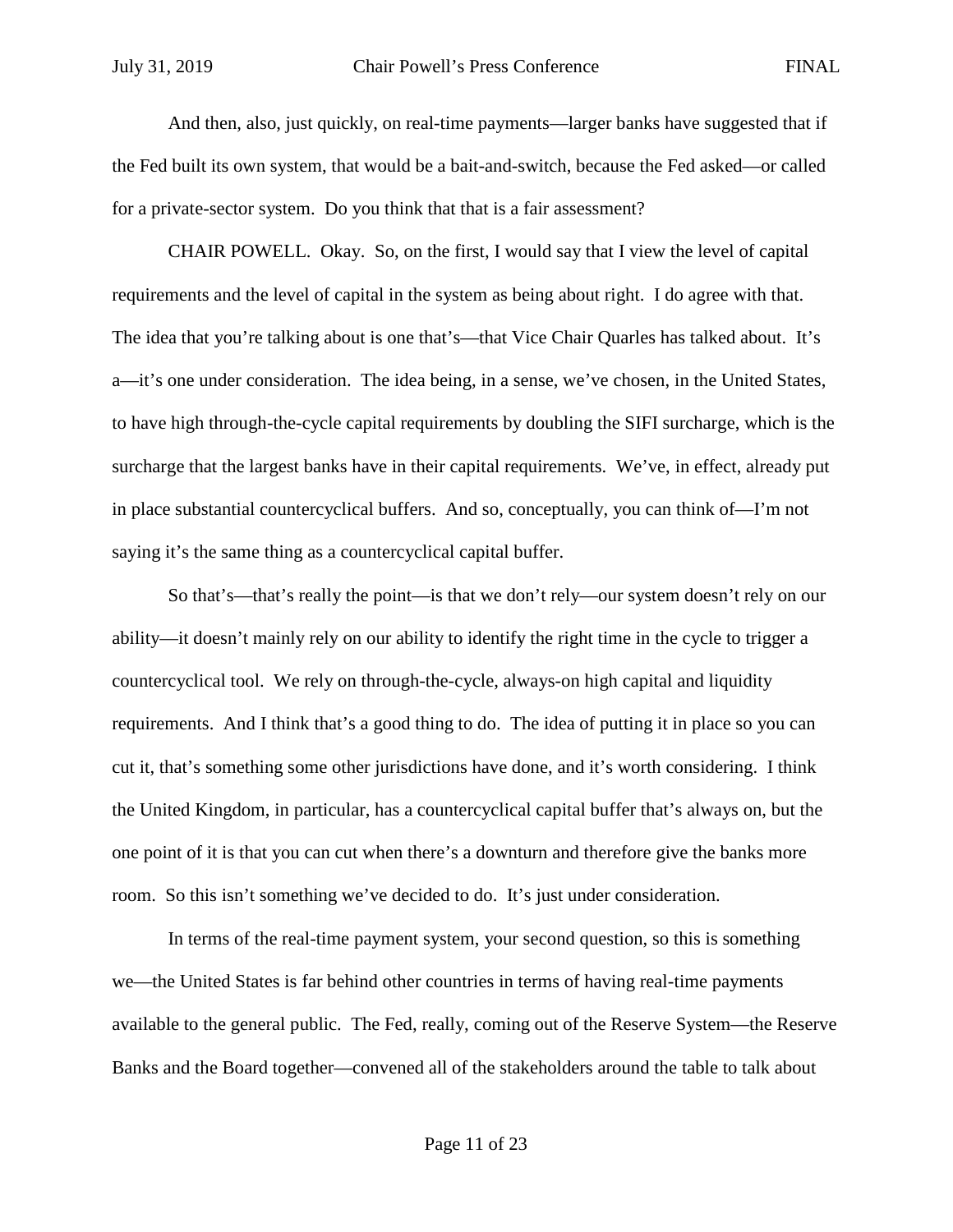And then, also, just quickly, on real-time payments—larger banks have suggested that if the Fed built its own system, that would be a bait-and-switch, because the Fed asked—or called for a private-sector system. Do you think that that is a fair assessment?

CHAIR POWELL. Okay. So, on the first, I would say that I view the level of capital requirements and the level of capital in the system as being about right. I do agree with that. The idea that you're talking about is one that's—that Vice Chair Quarles has talked about. It's a—it's one under consideration. The idea being, in a sense, we've chosen, in the United States, to have high through-the-cycle capital requirements by doubling the SIFI surcharge, which is the surcharge that the largest banks have in their capital requirements. We've, in effect, already put in place substantial countercyclical buffers. And so, conceptually, you can think of—I'm not saying it's the same thing as a countercyclical capital buffer.

So that's—that's really the point—is that we don't rely—our system doesn't rely on our ability—it doesn't mainly rely on our ability to identify the right time in the cycle to trigger a countercyclical tool. We rely on through-the-cycle, always-on high capital and liquidity requirements. And I think that's a good thing to do. The idea of putting it in place so you can cut it, that's something some other jurisdictions have done, and it's worth considering. I think the United Kingdom, in particular, has a countercyclical capital buffer that's always on, but the one point of it is that you can cut when there's a downturn and therefore give the banks more room. So this isn't something we've decided to do. It's just under consideration.

In terms of the real-time payment system, your second question, so this is something we—the United States is far behind other countries in terms of having real-time payments available to the general public. The Fed, really, coming out of the Reserve System—the Reserve Banks and the Board together—convened all of the stakeholders around the table to talk about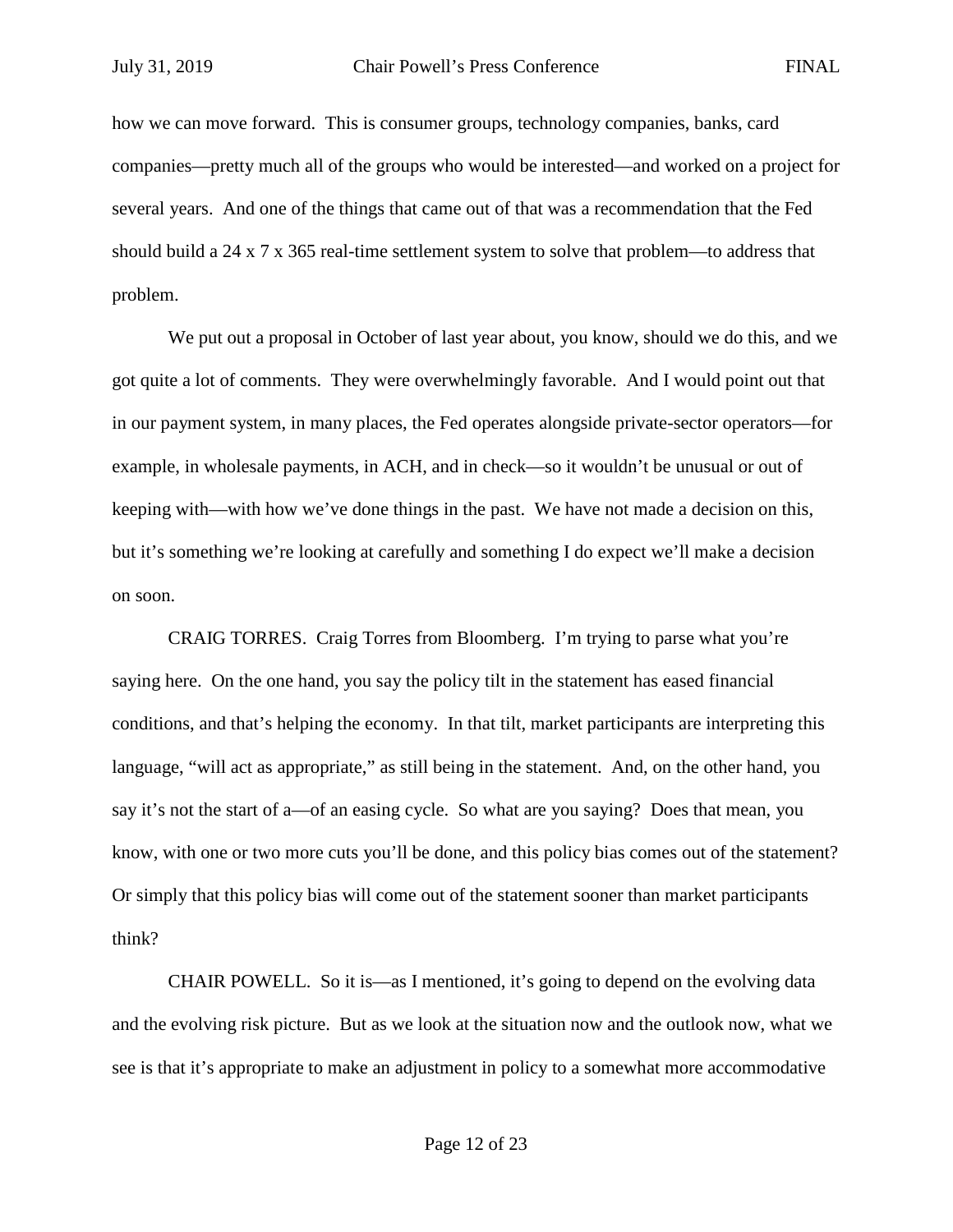how we can move forward. This is consumer groups, technology companies, banks, card companies—pretty much all of the groups who would be interested—and worked on a project for several years. And one of the things that came out of that was a recommendation that the Fed should build a 24 x 7 x 365 real-time settlement system to solve that problem—to address that problem.

We put out a proposal in October of last year about, you know, should we do this, and we got quite a lot of comments. They were overwhelmingly favorable. And I would point out that in our payment system, in many places, the Fed operates alongside private-sector operators—for example, in wholesale payments, in ACH, and in check—so it wouldn't be unusual or out of keeping with—with how we've done things in the past. We have not made a decision on this, but it's something we're looking at carefully and something I do expect we'll make a decision on soon.

CRAIG TORRES. Craig Torres from Bloomberg. I'm trying to parse what you're saying here. On the one hand, you say the policy tilt in the statement has eased financial conditions, and that's helping the economy. In that tilt, market participants are interpreting this language, "will act as appropriate," as still being in the statement. And, on the other hand, you say it's not the start of a—of an easing cycle. So what are you saying? Does that mean, you know, with one or two more cuts you'll be done, and this policy bias comes out of the statement? Or simply that this policy bias will come out of the statement sooner than market participants think?

CHAIR POWELL. So it is—as I mentioned, it's going to depend on the evolving data and the evolving risk picture. But as we look at the situation now and the outlook now, what we see is that it's appropriate to make an adjustment in policy to a somewhat more accommodative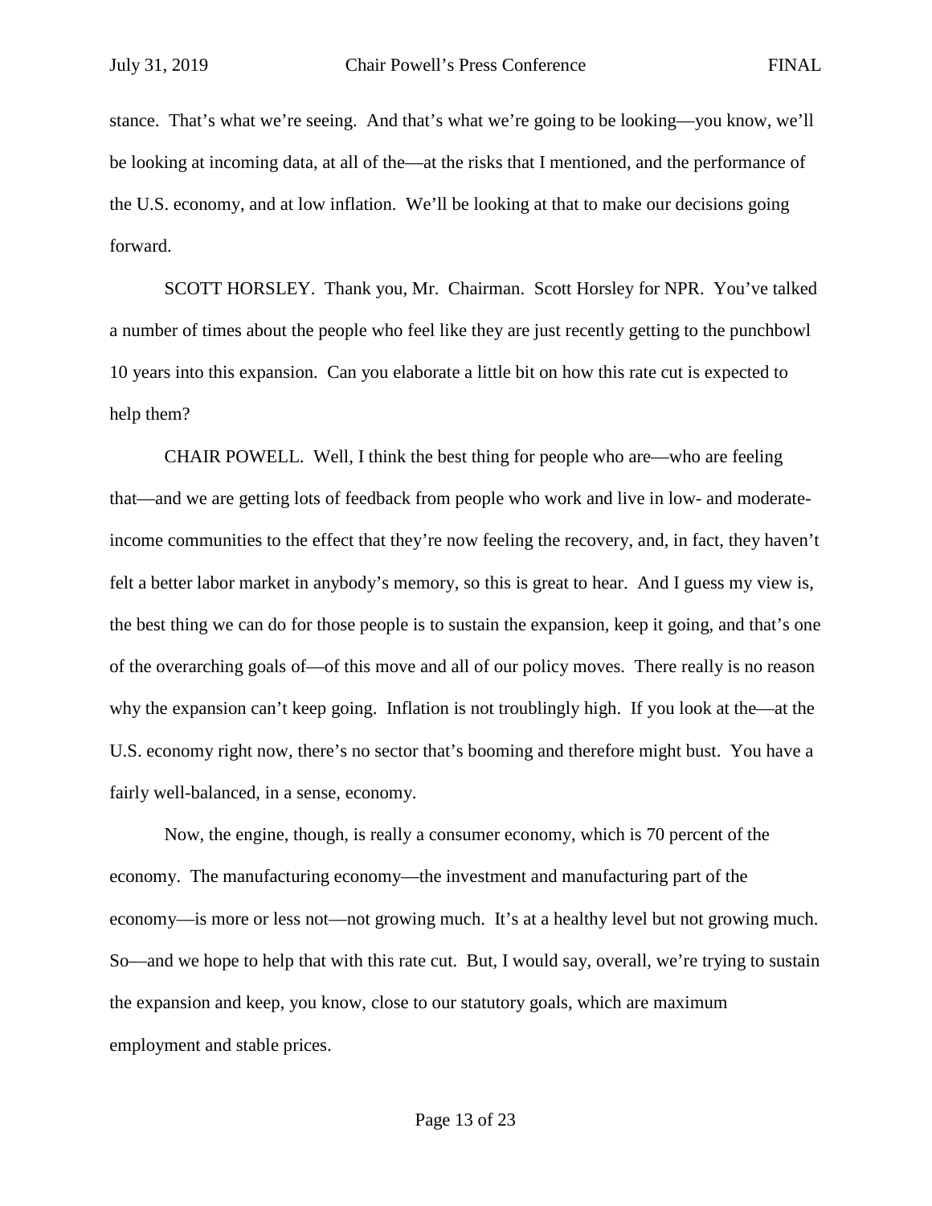stance. That's what we're seeing. And that's what we're going to be looking—you know, we'll be looking at incoming data, at all of the—at the risks that I mentioned, and the performance of the U.S. economy, and at low inflation. We'll be looking at that to make our decisions going forward.

SCOTT HORSLEY. Thank you, Mr. Chairman. Scott Horsley for NPR. You've talked a number of times about the people who feel like they are just recently getting to the punchbowl 10 years into this expansion. Can you elaborate a little bit on how this rate cut is expected to help them?

CHAIR POWELL. Well, I think the best thing for people who are—who are feeling that—and we are getting lots of feedback from people who work and live in low- and moderate-income communities to the effect that they're now feeling the recovery, and, in fact, they haven't felt a better labor market in anybody's memory, so this is great to hear. And I guess my view is, the best thing we can do for those people is to sustain the expansion, keep it going, and that's one of the overarching goals of—of this move and all of our policy moves. There really is no reason why the expansion can't keep going. Inflation is not troublingly high. If you look at the—at the U.S. economy right now, there's no sector that's booming and therefore might bust. You have a fairly well-balanced, in a sense, economy.

Now, the engine, though, is really a consumer economy, which is 70 percent of the economy. The manufacturing economy—the investment and manufacturing part of the economy—is more or less not—not growing much. It's at a healthy level but not growing much. So—and we hope to help that with this rate cut. But, I would say, overall, we're trying to sustain the expansion and keep, you know, close to our statutory goals, which are maximum employment and stable prices.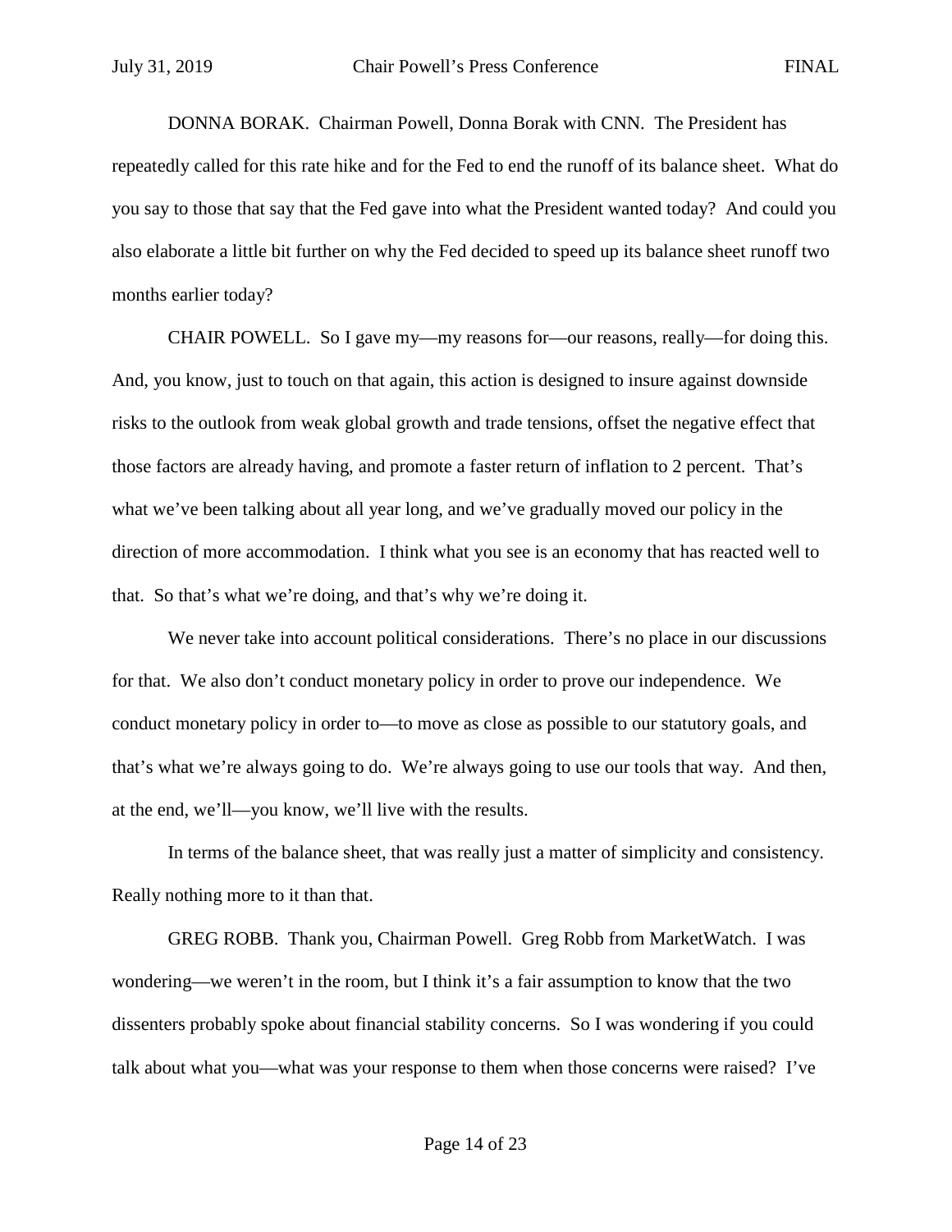DONNA BORAK. Chairman Powell, Donna Borak with CNN. The President has repeatedly called for this rate hike and for the Fed to end the runoff of its balance sheet. What do you say to those that say that the Fed gave into what the President wanted today? And could you also elaborate a little bit further on why the Fed decided to speed up its balance sheet runoff two months earlier today?

CHAIR POWELL. So I gave my—my reasons for—our reasons, really—for doing this. And, you know, just to touch on that again, this action is designed to insure against downside risks to the outlook from weak global growth and trade tensions, offset the negative effect that those factors are already having, and promote a faster return of inflation to 2 percent. That's what we've been talking about all year long, and we've gradually moved our policy in the direction of more accommodation. I think what you see is an economy that has reacted well to that. So that's what we're doing, and that's why we're doing it.

We never take into account political considerations. There's no place in our discussions for that. We also don't conduct monetary policy in order to prove our independence. We conduct monetary policy in order to—to move as close as possible to our statutory goals, and that's what we're always going to do. We're always going to use our tools that way. And then, at the end, we'll—you know, we'll live with the results.

In terms of the balance sheet, that was really just a matter of simplicity and consistency. Really nothing more to it than that.

GREG ROBB. Thank you, Chairman Powell. Greg Robb from MarketWatch. I was wondering—we weren't in the room, but I think it's a fair assumption to know that the two dissenters probably spoke about financial stability concerns. So I was wondering if you could talk about what you—what was your response to them when those concerns were raised? I've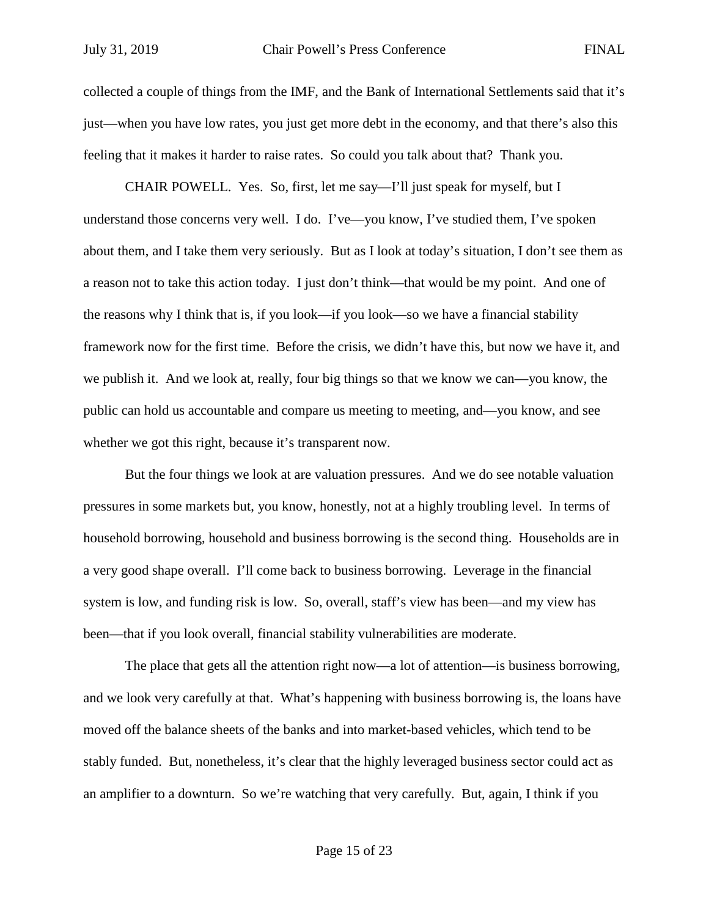collected a couple of things from the IMF, and the Bank of International Settlements said that it's just—when you have low rates, you just get more debt in the economy, and that there's also this feeling that it makes it harder to raise rates. So could you talk about that? Thank you.

CHAIR POWELL. Yes. So, first, let me say—I'll just speak for myself, but I understand those concerns very well. I do. I've—you know, I've studied them, I've spoken about them, and I take them very seriously. But as I look at today's situation, I don't see them as a reason not to take this action today. I just don't think—that would be my point. And one of the reasons why I think that is, if you look—if you look—so we have a financial stability framework now for the first time. Before the crisis, we didn't have this, but now we have it, and we publish it. And we look at, really, four big things so that we know we can—you know, the public can hold us accountable and compare us meeting to meeting, and—you know, and see whether we got this right, because it's transparent now.

But the four things we look at are valuation pressures. And we do see notable valuation pressures in some markets but, you know, honestly, not at a highly troubling level. In terms of household borrowing, household and business borrowing is the second thing. Households are in a very good shape overall. I'll come back to business borrowing. Leverage in the financial system is low, and funding risk is low. So, overall, staff's view has been—and my view has been—that if you look overall, financial stability vulnerabilities are moderate.

The place that gets all the attention right now—a lot of attention—is business borrowing, and we look very carefully at that. What's happening with business borrowing is, the loans have moved off the balance sheets of the banks and into market-based vehicles, which tend to be stably funded. But, nonetheless, it's clear that the highly leveraged business sector could act as an amplifier to a downturn. So we're watching that very carefully. But, again, I think if you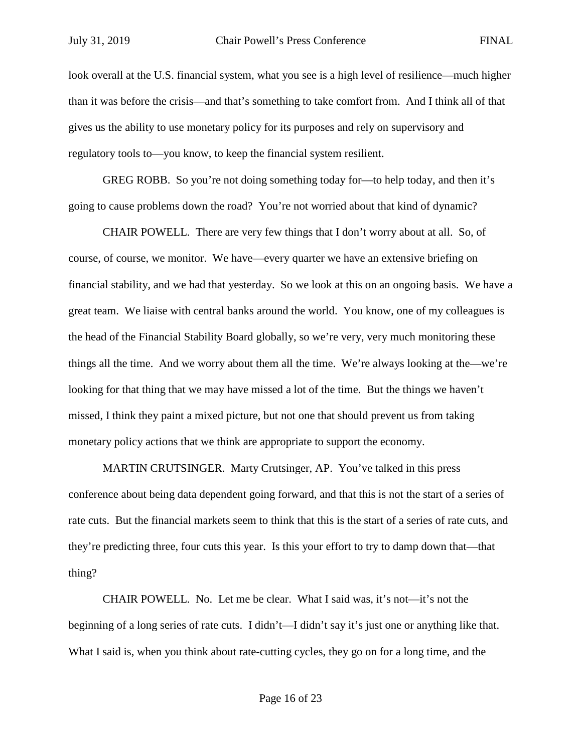look overall at the U.S. financial system, what you see is a high level of resilience—much higher than it was before the crisis—and that's something to take comfort from. And I think all of that gives us the ability to use monetary policy for its purposes and rely on supervisory and regulatory tools to—you know, to keep the financial system resilient.

GREG ROBB. So you're not doing something today for—to help today, and then it's going to cause problems down the road? You're not worried about that kind of dynamic?

CHAIR POWELL. There are very few things that I don't worry about at all. So, of course, of course, we monitor. We have—every quarter we have an extensive briefing on financial stability, and we had that yesterday. So we look at this on an ongoing basis. We have a great team. We liaise with central banks around the world. You know, one of my colleagues is the head of the Financial Stability Board globally, so we're very, very much monitoring these things all the time. And we worry about them all the time. We're always looking at the—we're looking for that thing that we may have missed a lot of the time. But the things we haven't missed, I think they paint a mixed picture, but not one that should prevent us from taking monetary policy actions that we think are appropriate to support the economy.

MARTIN CRUTSINGER. Marty Crutsinger, AP. You've talked in this press conference about being data dependent going forward, and that this is not the start of a series of rate cuts. But the financial markets seem to think that this is the start of a series of rate cuts, and they're predicting three, four cuts this year. Is this your effort to try to damp down that—that thing?

CHAIR POWELL. No. Let me be clear. What I said was, it's not—it's not the beginning of a long series of rate cuts. I didn't—I didn't say it's just one or anything like that. What I said is, when you think about rate-cutting cycles, they go on for a long time, and the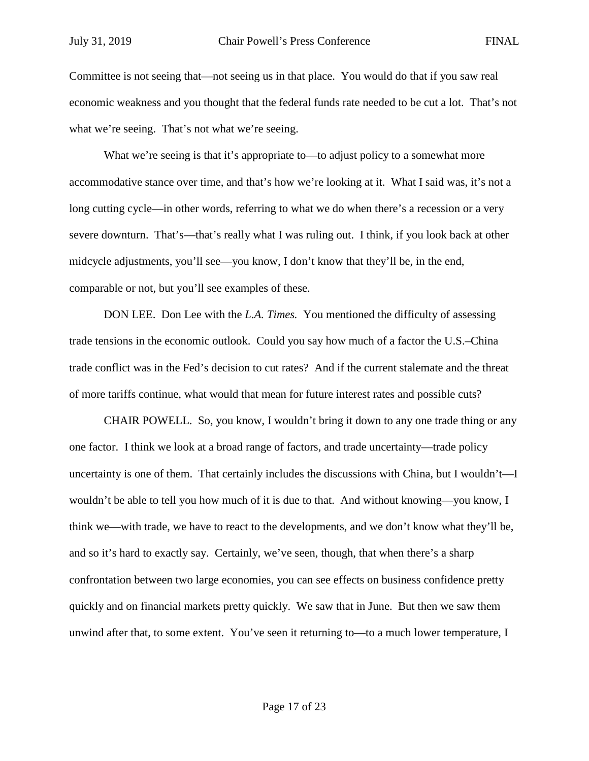Committee is not seeing that—not seeing us in that place. You would do that if you saw real economic weakness and you thought that the federal funds rate needed to be cut a lot. That's not what we're seeing. That's not what we're seeing.

What we're seeing is that it's appropriate to—to adjust policy to a somewhat more accommodative stance over time, and that's how we're looking at it. What I said was, it's not a long cutting cycle—in other words, referring to what we do when there's a recession or a very severe downturn. That's—that's really what I was ruling out. I think, if you look back at other midcycle adjustments, you'll see—you know, I don't know that they'll be, in the end, comparable or not, but you'll see examples of these.

DON LEE. Don Lee with the *L.A. Times.* You mentioned the difficulty of assessing trade tensions in the economic outlook. Could you say how much of a factor the U.S.–China trade conflict was in the Fed's decision to cut rates? And if the current stalemate and the threat of more tariffs continue, what would that mean for future interest rates and possible cuts?

CHAIR POWELL. So, you know, I wouldn't bring it down to any one trade thing or any one factor. I think we look at a broad range of factors, and trade uncertainty—trade policy uncertainty is one of them. That certainly includes the discussions with China, but I wouldn't—I wouldn't be able to tell you how much of it is due to that. And without knowing—you know, I think we—with trade, we have to react to the developments, and we don't know what they'll be, and so it's hard to exactly say. Certainly, we've seen, though, that when there's a sharp confrontation between two large economies, you can see effects on business confidence pretty quickly and on financial markets pretty quickly. We saw that in June. But then we saw them unwind after that, to some extent. You've seen it returning to—to a much lower temperature, I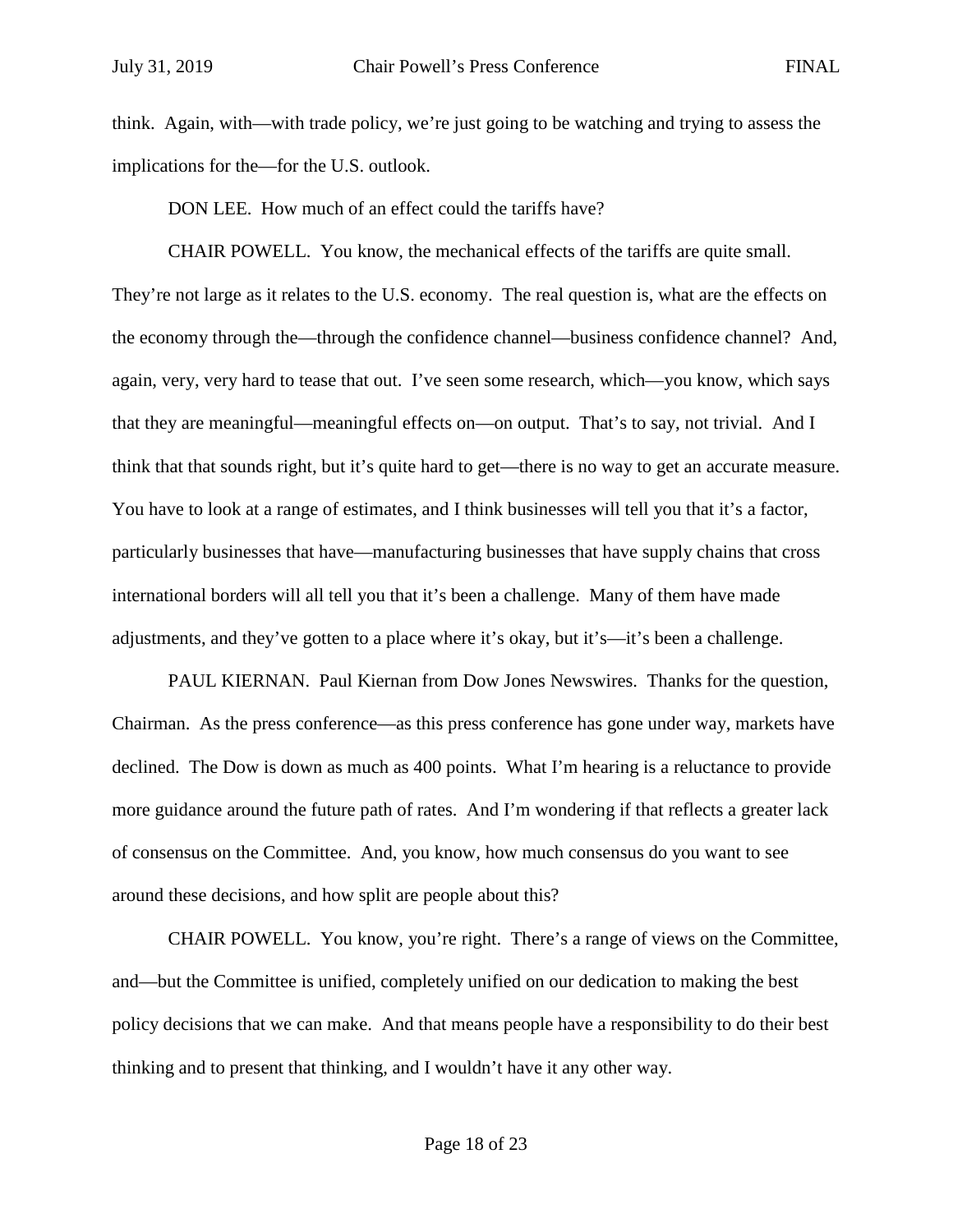think. Again, with—with trade policy, we're just going to be watching and trying to assess the implications for the—for the U.S. outlook.

DON LEE. How much of an effect could the tariffs have?

CHAIR POWELL. You know, the mechanical effects of the tariffs are quite small. They're not large as it relates to the U.S. economy. The real question is, what are the effects on the economy through the—through the confidence channel—business confidence channel? And, again, very, very hard to tease that out. I've seen some research, which—you know, which says that they are meaningful—meaningful effects on—on output. That's to say, not trivial. And I think that that sounds right, but it's quite hard to get—there is no way to get an accurate measure. You have to look at a range of estimates, and I think businesses will tell you that it's a factor, particularly businesses that have—manufacturing businesses that have supply chains that cross international borders will all tell you that it's been a challenge. Many of them have made adjustments, and they've gotten to a place where it's okay, but it's—it's been a challenge.

PAUL KIERNAN. Paul Kiernan from Dow Jones Newswires. Thanks for the question, Chairman. As the press conference—as this press conference has gone under way, markets have declined. The Dow is down as much as 400 points. What I'm hearing is a reluctance to provide more guidance around the future path of rates. And I'm wondering if that reflects a greater lack of consensus on the Committee. And, you know, how much consensus do you want to see around these decisions, and how split are people about this?

CHAIR POWELL. You know, you're right. There's a range of views on the Committee, and—but the Committee is unified, completely unified on our dedication to making the best policy decisions that we can make. And that means people have a responsibility to do their best thinking and to present that thinking, and I wouldn't have it any other way.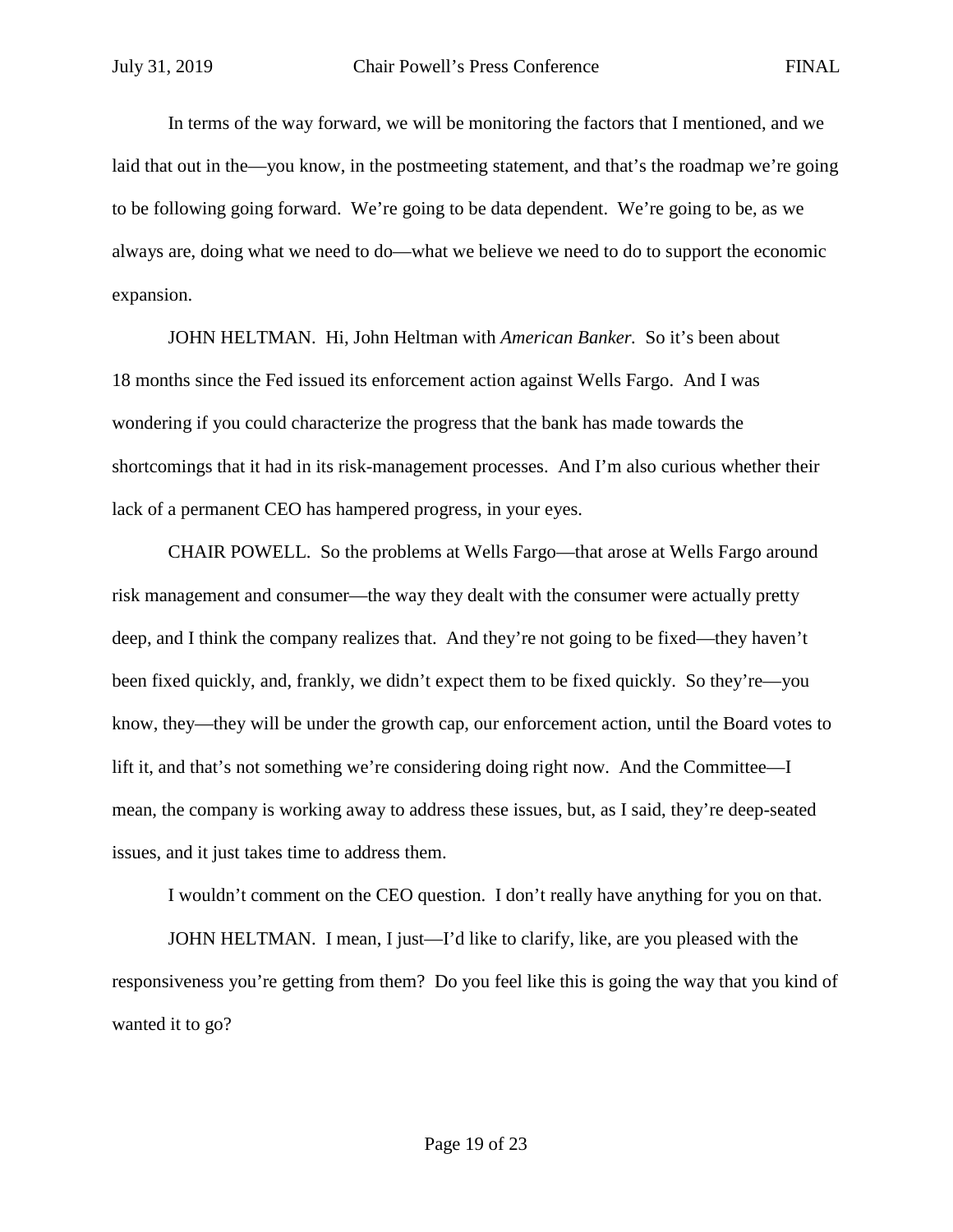In terms of the way forward, we will be monitoring the factors that I mentioned, and we laid that out in the—you know, in the postmeeting statement, and that's the roadmap we're going to be following going forward. We're going to be data dependent. We're going to be, as we always are, doing what we need to do—what we believe we need to do to support the economic expansion.

JOHN HELTMAN. Hi, John Heltman with *American Banker.* So it's been about 18 months since the Fed issued its enforcement action against Wells Fargo. And I was wondering if you could characterize the progress that the bank has made towards the shortcomings that it had in its risk-management processes. And I'm also curious whether their lack of a permanent CEO has hampered progress, in your eyes.

CHAIR POWELL. So the problems at Wells Fargo—that arose at Wells Fargo around risk management and consumer—the way they dealt with the consumer were actually pretty deep, and I think the company realizes that. And they're not going to be fixed—they haven't been fixed quickly, and, frankly, we didn't expect them to be fixed quickly. So they're—you know, they—they will be under the growth cap, our enforcement action, until the Board votes to lift it, and that's not something we're considering doing right now. And the Committee—I mean, the company is working away to address these issues, but, as I said, they're deep-seated issues, and it just takes time to address them.

I wouldn't comment on the CEO question. I don't really have anything for you on that.

JOHN HELTMAN. I mean, I just—I'd like to clarify, like, are you pleased with the responsiveness you're getting from them? Do you feel like this is going the way that you kind of wanted it to go?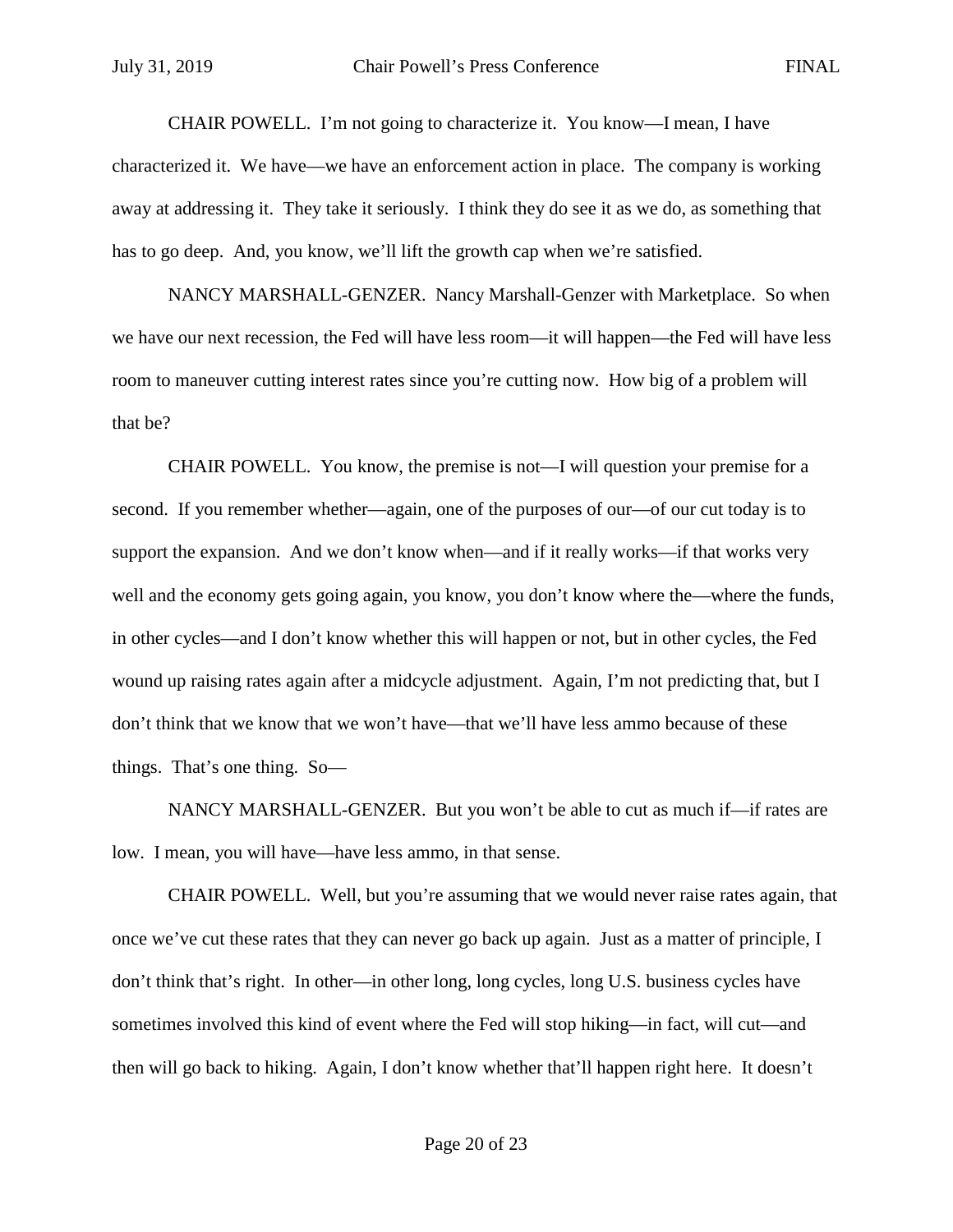CHAIR POWELL. I'm not going to characterize it. You know—I mean, I have characterized it. We have—we have an enforcement action in place. The company is working away at addressing it. They take it seriously. I think they do see it as we do, as something that has to go deep. And, you know, we'll lift the growth cap when we're satisfied.

NANCY MARSHALL-GENZER. Nancy Marshall-Genzer with Marketplace. So when we have our next recession, the Fed will have less room—it will happen—the Fed will have less room to maneuver cutting interest rates since you're cutting now. How big of a problem will that be?

CHAIR POWELL. You know, the premise is not—I will question your premise for a second. If you remember whether—again, one of the purposes of our—of our cut today is to support the expansion. And we don't know when—and if it really works—if that works very well and the economy gets going again, you know, you don't know where the—where the funds, in other cycles—and I don't know whether this will happen or not, but in other cycles, the Fed wound up raising rates again after a midcycle adjustment. Again, I'm not predicting that, but I don't think that we know that we won't have—that we'll have less ammo because of these things. That's one thing. So—

NANCY MARSHALL-GENZER. But you won't be able to cut as much if—if rates are low. I mean, you will have—have less ammo, in that sense.

CHAIR POWELL. Well, but you're assuming that we would never raise rates again, that once we've cut these rates that they can never go back up again. Just as a matter of principle, I don't think that's right. In other—in other long, long cycles, long U.S. business cycles have sometimes involved this kind of event where the Fed will stop hiking—in fact, will cut—and then will go back to hiking. Again, I don't know whether that'll happen right here. It doesn't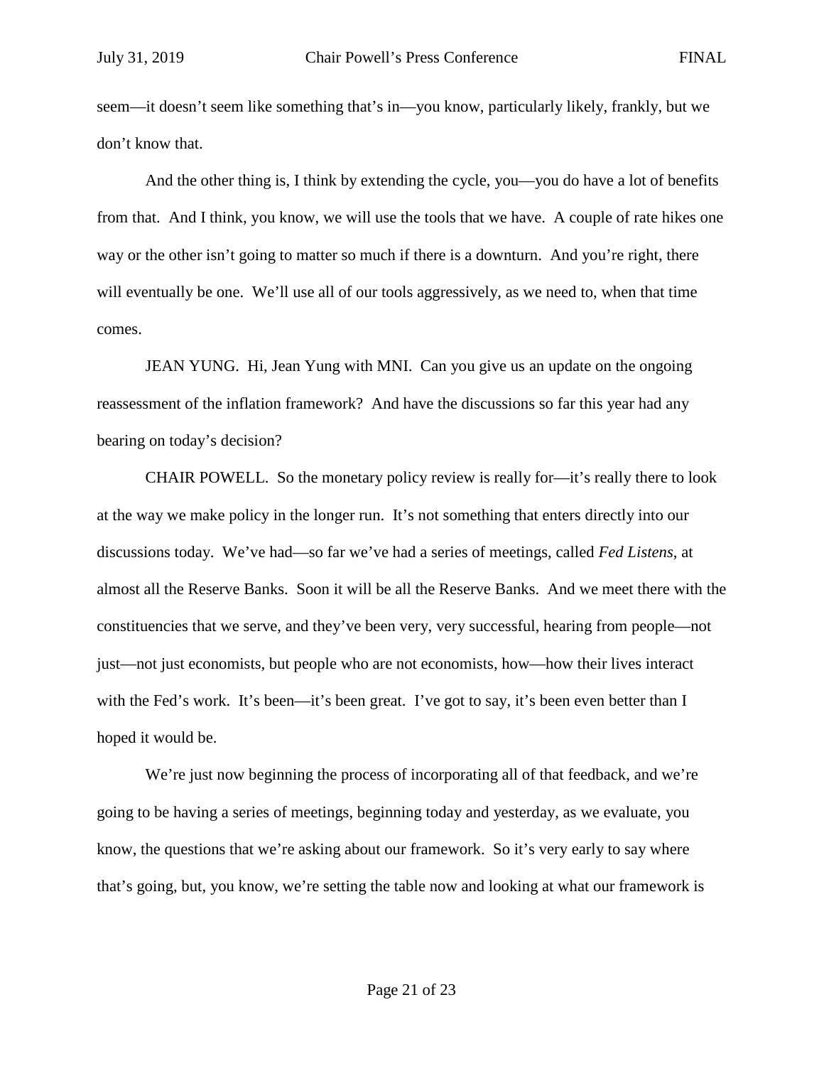seem—it doesn't seem like something that's in—you know, particularly likely, frankly, but we don't know that.

And the other thing is, I think by extending the cycle, you—you do have a lot of benefits from that. And I think, you know, we will use the tools that we have. A couple of rate hikes one way or the other isn't going to matter so much if there is a downturn. And you're right, there will eventually be one. We'll use all of our tools aggressively, as we need to, when that time comes.

JEAN YUNG. Hi, Jean Yung with MNI. Can you give us an update on the ongoing reassessment of the inflation framework? And have the discussions so far this year had any bearing on today's decision?

CHAIR POWELL. So the monetary policy review is really for—it's really there to look at the way we make policy in the longer run. It's not something that enters directly into our discussions today. We've had—so far we've had a series of meetings, called *Fed Listens*, at almost all the Reserve Banks. Soon it will be all the Reserve Banks. And we meet there with the constituencies that we serve, and they've been very, very successful, hearing from people—not just—not just economists, but people who are not economists, how—how their lives interact with the Fed's work. It's been—it's been great. I've got to say, it's been even better than I hoped it would be.

We're just now beginning the process of incorporating all of that feedback, and we're going to be having a series of meetings, beginning today and yesterday, as we evaluate, you know, the questions that we're asking about our framework. So it's very early to say where that's going, but, you know, we're setting the table now and looking at what our framework is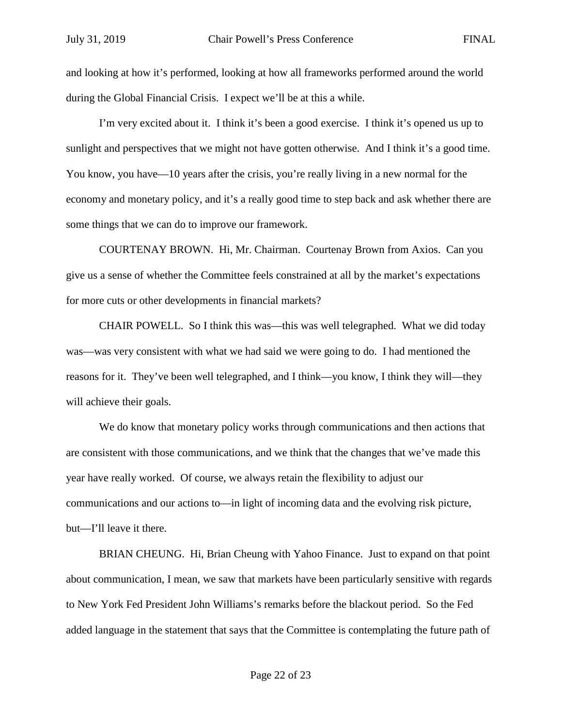and looking at how it's performed, looking at how all frameworks performed around the world during the Global Financial Crisis. I expect we'll be at this a while.

I'm very excited about it. I think it's been a good exercise. I think it's opened us up to sunlight and perspectives that we might not have gotten otherwise. And I think it's a good time. You know, you have—10 years after the crisis, you're really living in a new normal for the economy and monetary policy, and it's a really good time to step back and ask whether there are some things that we can do to improve our framework.

COURTENAY BROWN. Hi, Mr. Chairman. Courtenay Brown from Axios. Can you give us a sense of whether the Committee feels constrained at all by the market's expectations for more cuts or other developments in financial markets?

CHAIR POWELL. So I think this was—this was well telegraphed. What we did today was—was very consistent with what we had said we were going to do. I had mentioned the reasons for it. They've been well telegraphed, and I think—you know, I think they will—they will achieve their goals.

We do know that monetary policy works through communications and then actions that are consistent with those communications, and we think that the changes that we've made this year have really worked. Of course, we always retain the flexibility to adjust our communications and our actions to—in light of incoming data and the evolving risk picture, but—I'll leave it there.

BRIAN CHEUNG. Hi, Brian Cheung with Yahoo Finance. Just to expand on that point about communication, I mean, we saw that markets have been particularly sensitive with regards to New York Fed President John Williams's remarks before the blackout period. So the Fed added language in the statement that says that the Committee is contemplating the future path of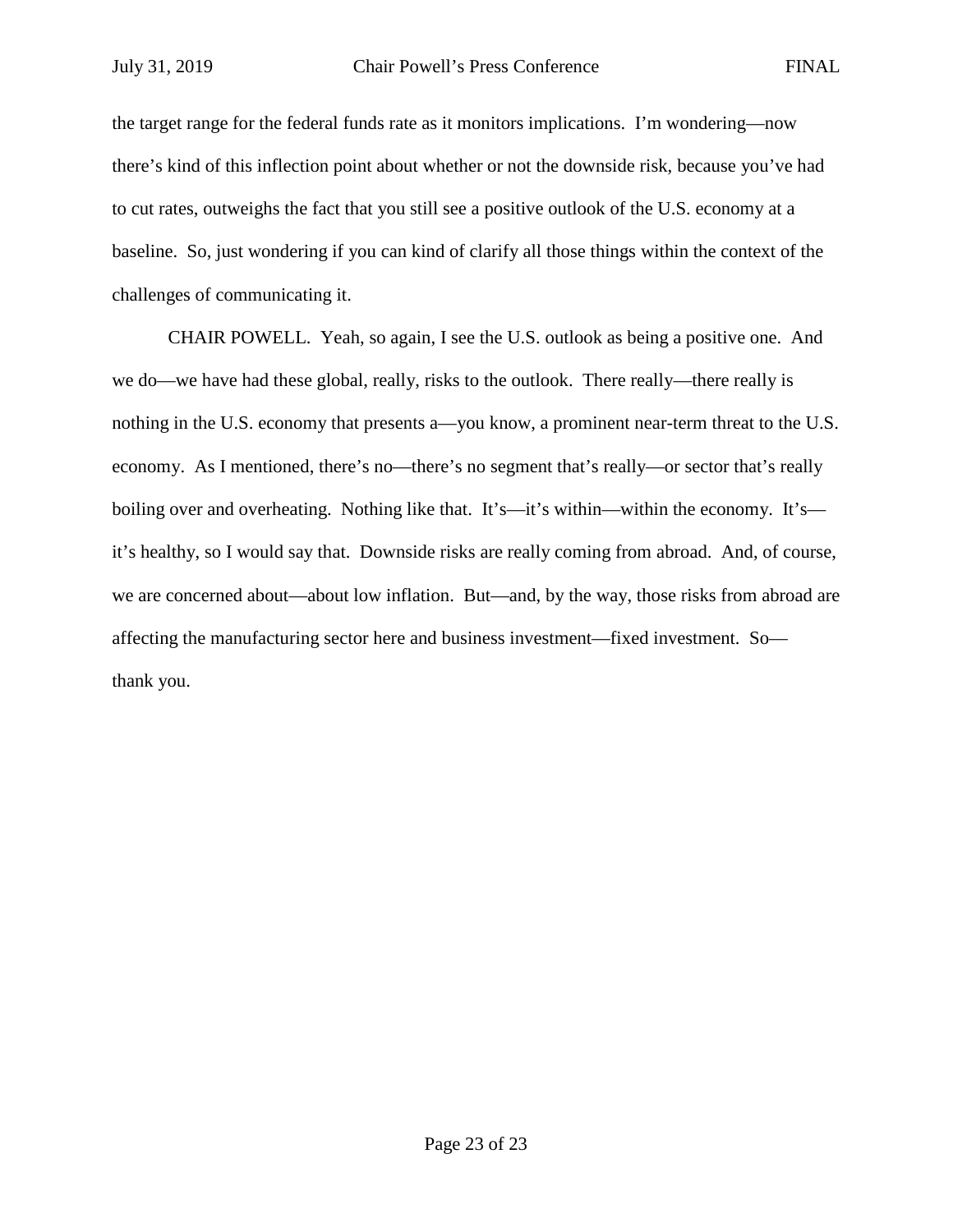the target range for the federal funds rate as it monitors implications. I'm wondering—now there's kind of this inflection point about whether or not the downside risk, because you've had to cut rates, outweighs the fact that you still see a positive outlook of the U.S. economy at a baseline. So, just wondering if you can kind of clarify all those things within the context of the challenges of communicating it.

CHAIR POWELL. Yeah, so again, I see the U.S. outlook as being a positive one. And we do—we have had these global, really, risks to the outlook. There really—there really is nothing in the U.S. economy that presents a—you know, a prominent near-term threat to the U.S. economy. As I mentioned, there's no—there's no segment that's really—or sector that's really boiling over and overheating. Nothing like that. It's—it's within—within the economy. It's—it's healthy, so I would say that. Downside risks are really coming from abroad. And, of course, we are concerned about—about low inflation. But—and, by the way, those risks from abroad are affecting the manufacturing sector here and business investment—fixed investment. So—thank you.